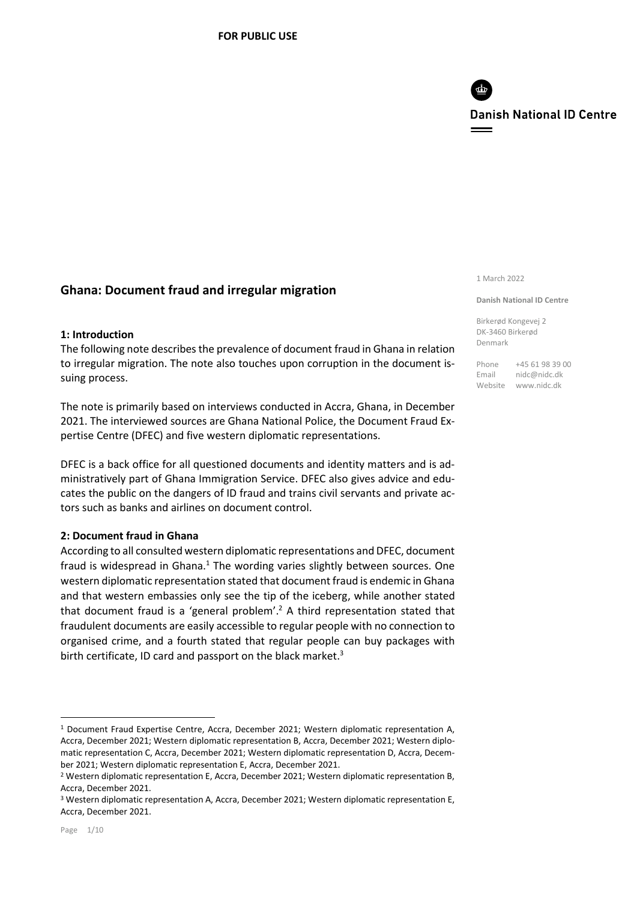**FOR PUBLIC USE**

Danish National ID Centre

1 March 2022

**Danish National ID Centre**

Birkerød Kongevej 2
DK-3460 Birkerød
Denmark

Phone +45 61 98 39 00
Email nidc@nidc.dk
Website www.nidc.dk

## Ghana: Document fraud and irregular migration

### 1: Introduction

The following note describes the prevalence of document fraud in Ghana in relation to irregular migration. The note also touches upon corruption in the document issuing process.

The note is primarily based on interviews conducted in Accra, Ghana, in December 2021. The interviewed sources are Ghana National Police, the Document Fraud Expertise Centre (DFEC) and five western diplomatic representations.

DFEC is a back office for all questioned documents and identity matters and is administratively part of Ghana Immigration Service. DFEC also gives advice and educates the public on the dangers of ID fraud and trains civil servants and private actors such as banks and airlines on document control.

### 2: Document fraud in Ghana

According to all consulted western diplomatic representations and DFEC, document fraud is widespread in Ghana.[1] The wording varies slightly between sources. One western diplomatic representation stated that document fraud is endemic in Ghana and that western embassies only see the tip of the iceberg, while another stated that document fraud is a 'general problem'.[2] A third representation stated that fraudulent documents are easily accessible to regular people with no connection to organised crime, and a fourth stated that regular people can buy packages with birth certificate, ID card and passport on the black market.[3]

---

[1] Document Fraud Expertise Centre, Accra, December 2021; Western diplomatic representation A, Accra, December 2021; Western diplomatic representation B, Accra, December 2021; Western diplomatic representation C, Accra, December 2021; Western diplomatic representation D, Accra, December 2021; Western diplomatic representation E, Accra, December 2021.

[2] Western diplomatic representation E, Accra, December 2021; Western diplomatic representation B, Accra, December 2021.

[3] Western diplomatic representation A, Accra, December 2021; Western diplomatic representation E, Accra, December 2021.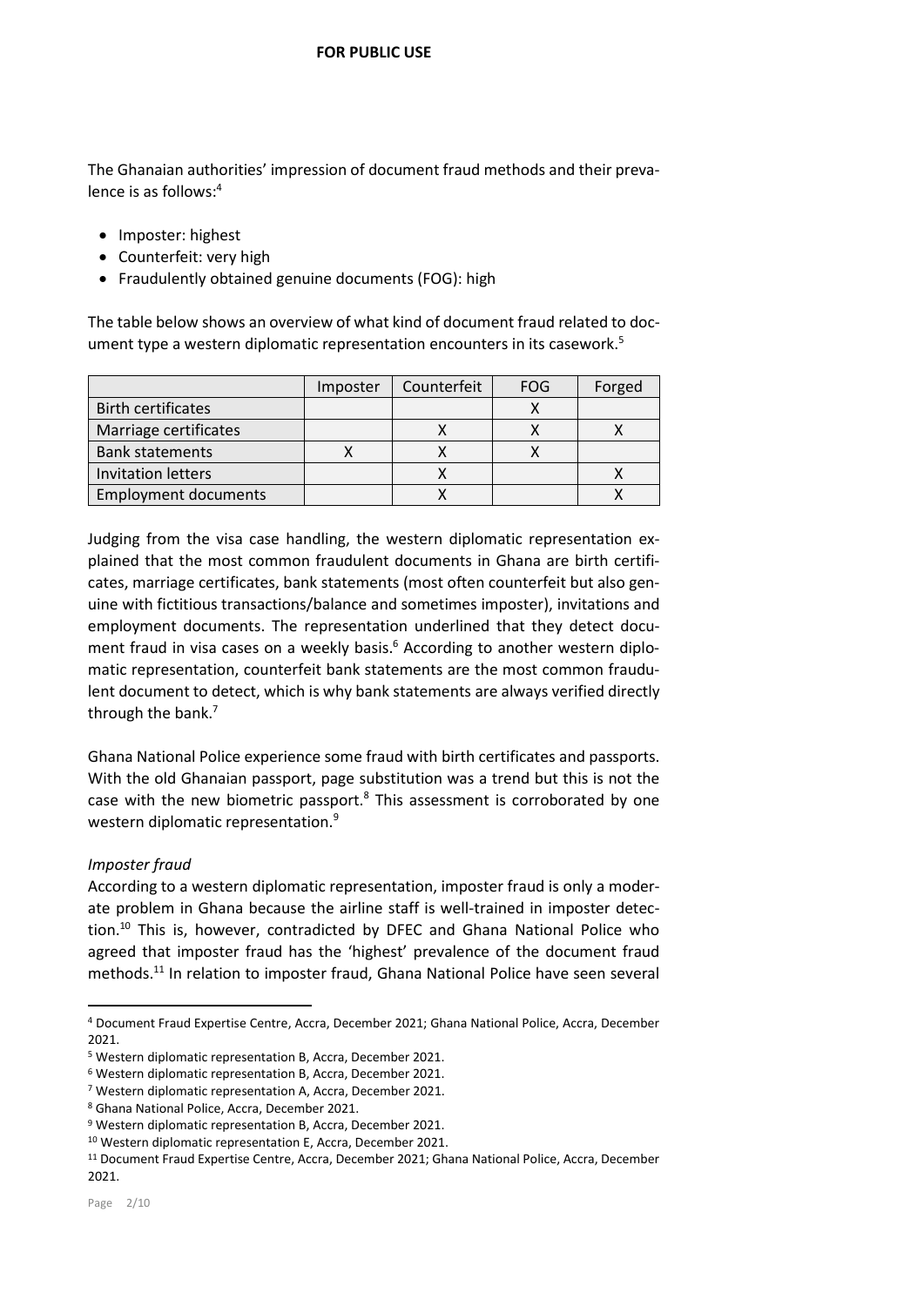The Ghanaian authorities' impression of document fraud methods and their prevalence is as follows:[4]

- Imposter: highest
- Counterfeit: very high
- Fraudulently obtained genuine documents (FOG): high

The table below shows an overview of what kind of document fraud related to document type a western diplomatic representation encounters in its casework.[5]

| | Imposter | Counterfeit | FOG | Forged |
|---|---|---|---|---|
| Birth certificates | | | X | |
| Marriage certificates | | X | X | X |
| Bank statements | X | X | X | |
| Invitation letters | | X | | X |
| Employment documents | | X | | X |

Judging from the visa case handling, the western diplomatic representation explained that the most common fraudulent documents in Ghana are birth certificates, marriage certificates, bank statements (most often counterfeit but also genuine with fictitious transactions/balance and sometimes imposter), invitations and employment documents. The representation underlined that they detect document fraud in visa cases on a weekly basis.[6] According to another western diplomatic representation, counterfeit bank statements are the most common fraudulent document to detect, which is why bank statements are always verified directly through the bank.[7]

Ghana National Police experience some fraud with birth certificates and passports. With the old Ghanaian passport, page substitution was a trend but this is not the case with the new biometric passport.[8] This assessment is corroborated by one western diplomatic representation.[9]

*Imposter fraud*

According to a western diplomatic representation, imposter fraud is only a moderate problem in Ghana because the airline staff is well-trained in imposter detection.[10] This is, however, contradicted by DFEC and Ghana National Police who agreed that imposter fraud has the 'highest' prevalence of the document fraud methods.[11] In relation to imposter fraud, Ghana National Police have seen several

---

[4] Document Fraud Expertise Centre, Accra, December 2021; Ghana National Police, Accra, December 2021.

[5] Western diplomatic representation B, Accra, December 2021.

[6] Western diplomatic representation B, Accra, December 2021.

[7] Western diplomatic representation A, Accra, December 2021.

[8] Ghana National Police, Accra, December 2021.

[9] Western diplomatic representation B, Accra, December 2021.

[10] Western diplomatic representation E, Accra, December 2021.

[11] Document Fraud Expertise Centre, Accra, December 2021; Ghana National Police, Accra, December 2021.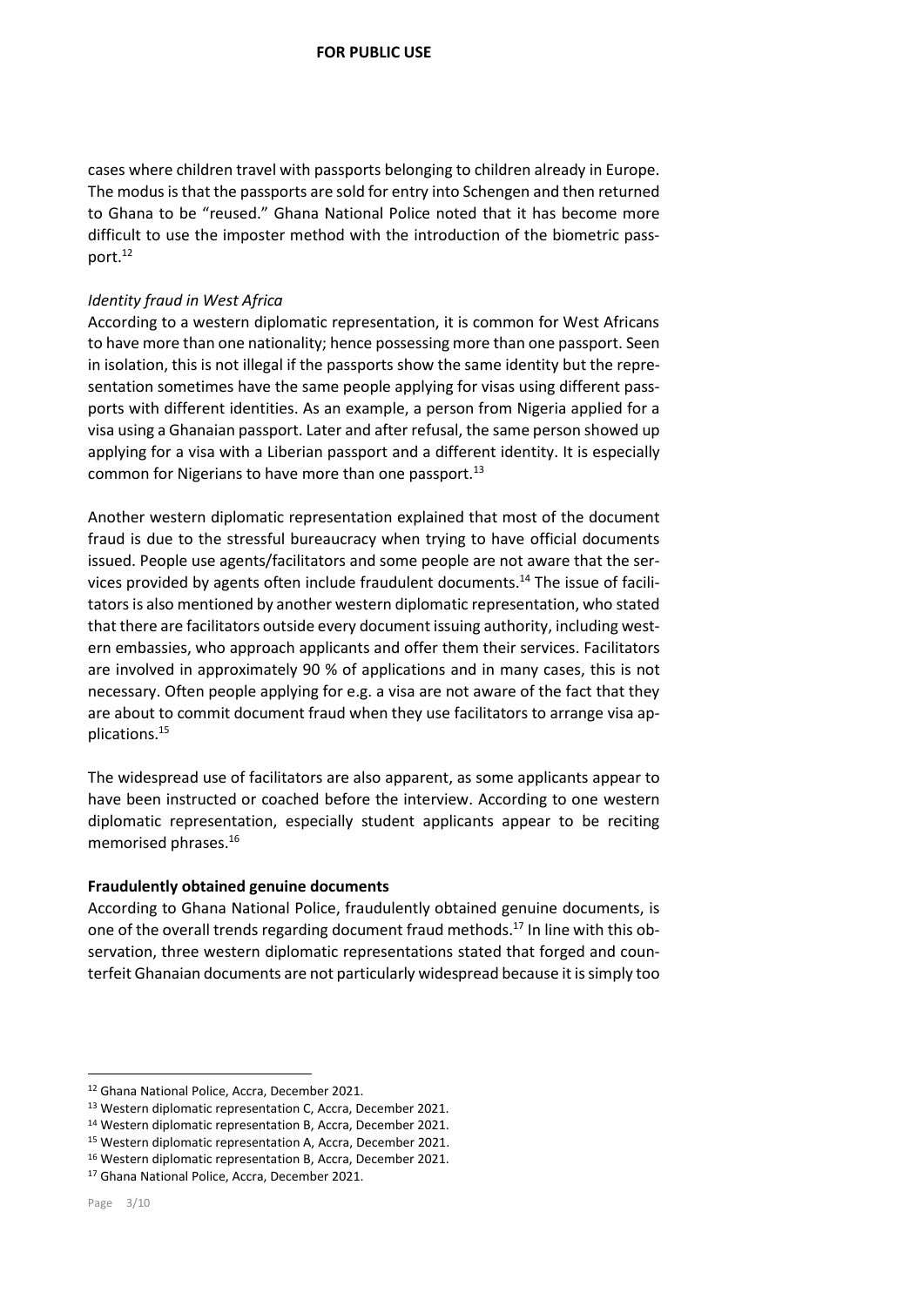cases where children travel with passports belonging to children already in Europe. The modus is that the passports are sold for entry into Schengen and then returned to Ghana to be "reused." Ghana National Police noted that it has become more difficult to use the imposter method with the introduction of the biometric passport.[12]

*Identity fraud in West Africa*

According to a western diplomatic representation, it is common for West Africans to have more than one nationality; hence possessing more than one passport. Seen in isolation, this is not illegal if the passports show the same identity but the representation sometimes have the same people applying for visas using different passports with different identities. As an example, a person from Nigeria applied for a visa using a Ghanaian passport. Later and after refusal, the same person showed up applying for a visa with a Liberian passport and a different identity. It is especially common for Nigerians to have more than one passport.[13]

Another western diplomatic representation explained that most of the document fraud is due to the stressful bureaucracy when trying to have official documents issued. People use agents/facilitators and some people are not aware that the services provided by agents often include fraudulent documents.[14] The issue of facilitators is also mentioned by another western diplomatic representation, who stated that there are facilitators outside every document issuing authority, including western embassies, who approach applicants and offer them their services. Facilitators are involved in approximately 90 % of applications and in many cases, this is not necessary. Often people applying for e.g. a visa are not aware of the fact that they are about to commit document fraud when they use facilitators to arrange visa applications.[15]

The widespread use of facilitators are also apparent, as some applicants appear to have been instructed or coached before the interview. According to one western diplomatic representation, especially student applicants appear to be reciting memorised phrases.[16]

**Fraudulently obtained genuine documents**

According to Ghana National Police, fraudulently obtained genuine documents, is one of the overall trends regarding document fraud methods.[17] In line with this observation, three western diplomatic representations stated that forged and counterfeit Ghanaian documents are not particularly widespread because it is simply too

---

[12] Ghana National Police, Accra, December 2021.
[13] Western diplomatic representation C, Accra, December 2021.
[14] Western diplomatic representation B, Accra, December 2021.
[15] Western diplomatic representation A, Accra, December 2021.
[16] Western diplomatic representation B, Accra, December 2021.
[17] Ghana National Police, Accra, December 2021.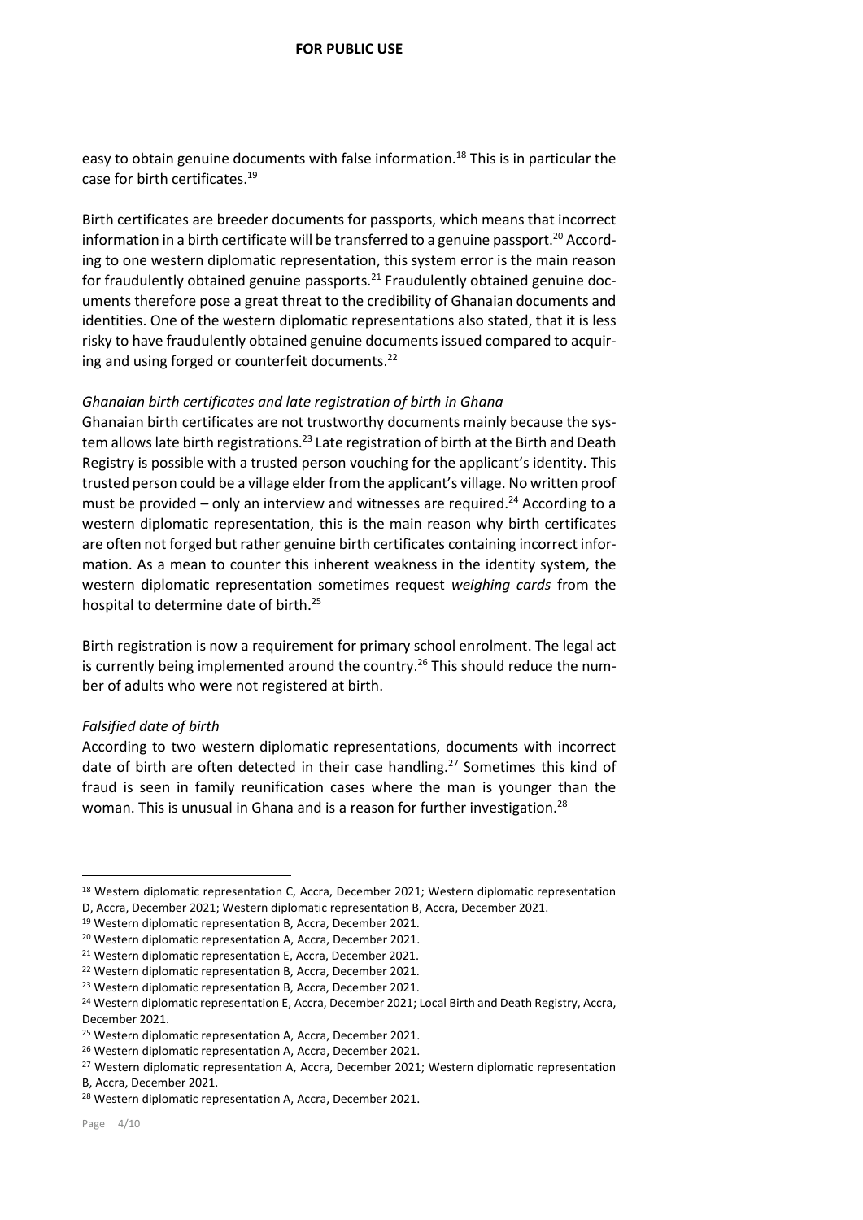easy to obtain genuine documents with false information.[18] This is in particular the case for birth certificates.[19]

Birth certificates are breeder documents for passports, which means that incorrect information in a birth certificate will be transferred to a genuine passport.[20] According to one western diplomatic representation, this system error is the main reason for fraudulently obtained genuine passports.[21] Fraudulently obtained genuine documents therefore pose a great threat to the credibility of Ghanaian documents and identities. One of the western diplomatic representations also stated, that it is less risky to have fraudulently obtained genuine documents issued compared to acquiring and using forged or counterfeit documents.[22]

*Ghanaian birth certificates and late registration of birth in Ghana*

Ghanaian birth certificates are not trustworthy documents mainly because the system allows late birth registrations.[23] Late registration of birth at the Birth and Death Registry is possible with a trusted person vouching for the applicant's identity. This trusted person could be a village elder from the applicant's village. No written proof must be provided – only an interview and witnesses are required.[24] According to a western diplomatic representation, this is the main reason why birth certificates are often not forged but rather genuine birth certificates containing incorrect information. As a mean to counter this inherent weakness in the identity system, the western diplomatic representation sometimes request *weighing cards* from the hospital to determine date of birth.[25]

Birth registration is now a requirement for primary school enrolment. The legal act is currently being implemented around the country.[26] This should reduce the number of adults who were not registered at birth.

*Falsified date of birth*

According to two western diplomatic representations, documents with incorrect date of birth are often detected in their case handling.[27] Sometimes this kind of fraud is seen in family reunification cases where the man is younger than the woman. This is unusual in Ghana and is a reason for further investigation.[28]

---

[18] Western diplomatic representation C, Accra, December 2021; Western diplomatic representation D, Accra, December 2021; Western diplomatic representation B, Accra, December 2021.

[19] Western diplomatic representation B, Accra, December 2021.

[20] Western diplomatic representation A, Accra, December 2021.

[21] Western diplomatic representation E, Accra, December 2021.

[22] Western diplomatic representation B, Accra, December 2021.

[23] Western diplomatic representation B, Accra, December 2021.

[24] Western diplomatic representation E, Accra, December 2021; Local Birth and Death Registry, Accra, December 2021.

[25] Western diplomatic representation A, Accra, December 2021.

[26] Western diplomatic representation A, Accra, December 2021.

[27] Western diplomatic representation A, Accra, December 2021; Western diplomatic representation B, Accra, December 2021.

[28] Western diplomatic representation A, Accra, December 2021.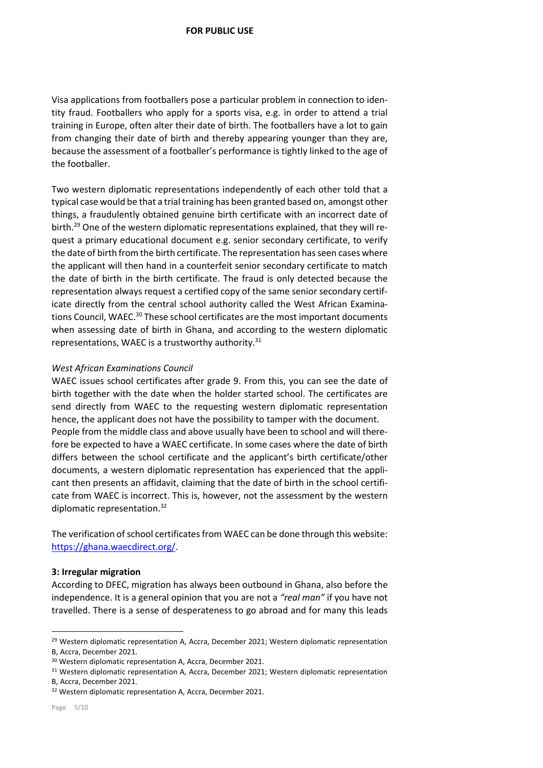Visa applications from footballers pose a particular problem in connection to identity fraud. Footballers who apply for a sports visa, e.g. in order to attend a trial training in Europe, often alter their date of birth. The footballers have a lot to gain from changing their date of birth and thereby appearing younger than they are, because the assessment of a footballer's performance is tightly linked to the age of the footballer.

Two western diplomatic representations independently of each other told that a typical case would be that a trial training has been granted based on, amongst other things, a fraudulently obtained genuine birth certificate with an incorrect date of birth.[29] One of the western diplomatic representations explained, that they will request a primary educational document e.g. senior secondary certificate, to verify the date of birth from the birth certificate. The representation has seen cases where the applicant will then hand in a counterfeit senior secondary certificate to match the date of birth in the birth certificate. The fraud is only detected because the representation always request a certified copy of the same senior secondary certificate directly from the central school authority called the West African Examinations Council, WAEC.[30] These school certificates are the most important documents when assessing date of birth in Ghana, and according to the western diplomatic representations, WAEC is a trustworthy authority.[31]

*West African Examinations Council*

WAEC issues school certificates after grade 9. From this, you can see the date of birth together with the date when the holder started school. The certificates are send directly from WAEC to the requesting western diplomatic representation hence, the applicant does not have the possibility to tamper with the document.
People from the middle class and above usually have been to school and will therefore be expected to have a WAEC certificate. In some cases where the date of birth differs between the school certificate and the applicant's birth certificate/other documents, a western diplomatic representation has experienced that the applicant then presents an affidavit, claiming that the date of birth in the school certificate from WAEC is incorrect. This is, however, not the assessment by the western diplomatic representation.[32]

The verification of school certificates from WAEC can be done through this website: https://ghana.waecdirect.org/.

**3: Irregular migration**

According to DFEC, migration has always been outbound in Ghana, also before the independence. It is a general opinion that you are not a *"real man"* if you have not travelled. There is a sense of desperateness to go abroad and for many this leads

---

[29] Western diplomatic representation A, Accra, December 2021; Western diplomatic representation B, Accra, December 2021.

[30] Western diplomatic representation A, Accra, December 2021.

[31] Western diplomatic representation A, Accra, December 2021; Western diplomatic representation B, Accra, December 2021.

[32] Western diplomatic representation A, Accra, December 2021.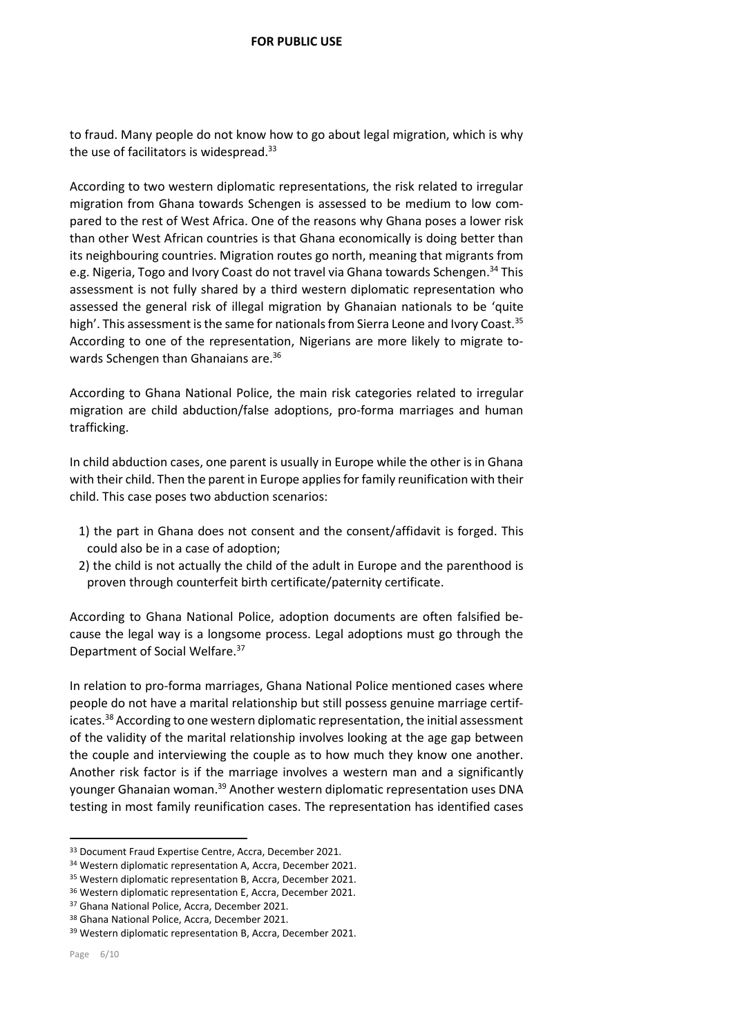to fraud. Many people do not know how to go about legal migration, which is why the use of facilitators is widespread.[33]

According to two western diplomatic representations, the risk related to irregular migration from Ghana towards Schengen is assessed to be medium to low compared to the rest of West Africa. One of the reasons why Ghana poses a lower risk than other West African countries is that Ghana economically is doing better than its neighbouring countries. Migration routes go north, meaning that migrants from e.g. Nigeria, Togo and Ivory Coast do not travel via Ghana towards Schengen.[34] This assessment is not fully shared by a third western diplomatic representation who assessed the general risk of illegal migration by Ghanaian nationals to be 'quite high'. This assessment is the same for nationals from Sierra Leone and Ivory Coast.[35] According to one of the representation, Nigerians are more likely to migrate towards Schengen than Ghanaians are.[36]

According to Ghana National Police, the main risk categories related to irregular migration are child abduction/false adoptions, pro-forma marriages and human trafficking.

In child abduction cases, one parent is usually in Europe while the other is in Ghana with their child. Then the parent in Europe applies for family reunification with their child. This case poses two abduction scenarios:

1) the part in Ghana does not consent and the consent/affidavit is forged. This could also be in a case of adoption;
2) the child is not actually the child of the adult in Europe and the parenthood is proven through counterfeit birth certificate/paternity certificate.

According to Ghana National Police, adoption documents are often falsified because the legal way is a longsome process. Legal adoptions must go through the Department of Social Welfare.[37]

In relation to pro-forma marriages, Ghana National Police mentioned cases where people do not have a marital relationship but still possess genuine marriage certificates.[38] According to one western diplomatic representation, the initial assessment of the validity of the marital relationship involves looking at the age gap between the couple and interviewing the couple as to how much they know one another. Another risk factor is if the marriage involves a western man and a significantly younger Ghanaian woman.[39] Another western diplomatic representation uses DNA testing in most family reunification cases. The representation has identified cases

---

[33] Document Fraud Expertise Centre, Accra, December 2021.
[34] Western diplomatic representation A, Accra, December 2021.
[35] Western diplomatic representation B, Accra, December 2021.
[36] Western diplomatic representation E, Accra, December 2021.
[37] Ghana National Police, Accra, December 2021.
[38] Ghana National Police, Accra, December 2021.
[39] Western diplomatic representation B, Accra, December 2021.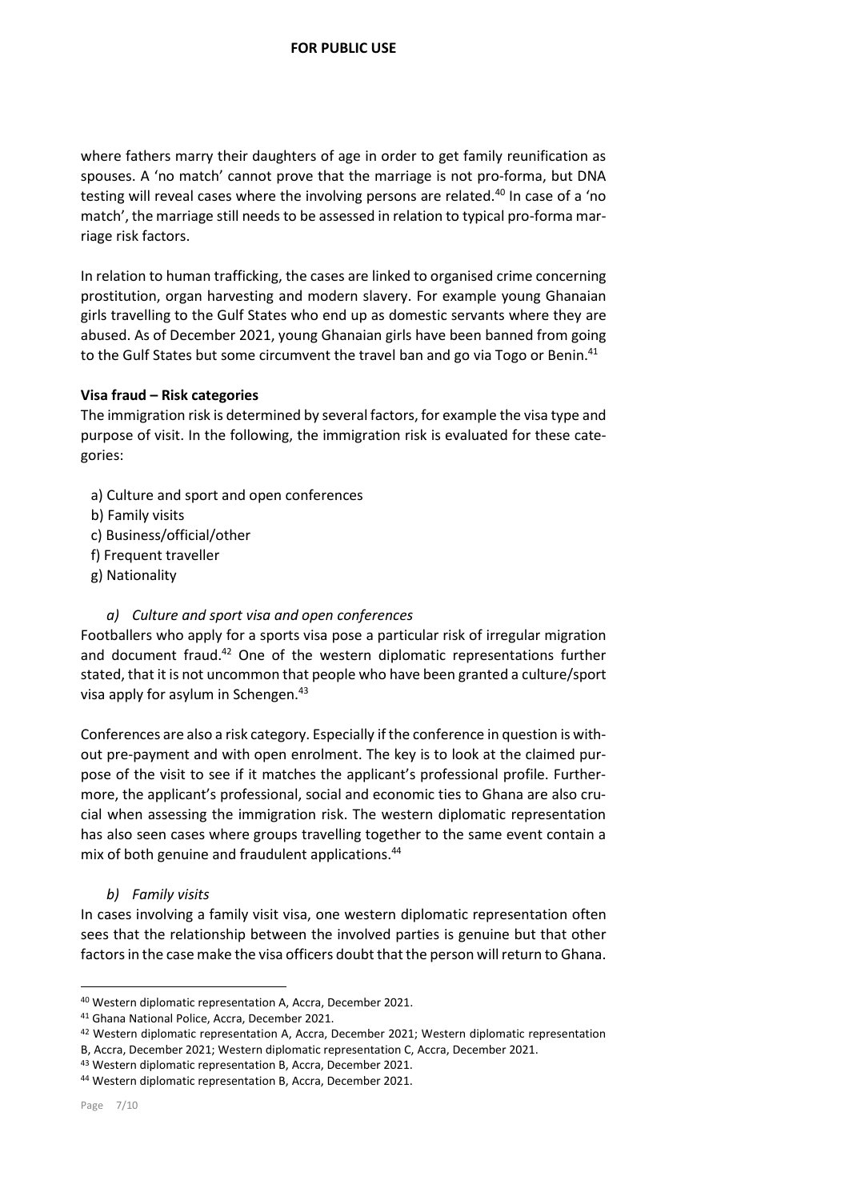where fathers marry their daughters of age in order to get family reunification as spouses. A 'no match' cannot prove that the marriage is not pro-forma, but DNA testing will reveal cases where the involving persons are related.[40] In case of a 'no match', the marriage still needs to be assessed in relation to typical pro-forma marriage risk factors.

In relation to human trafficking, the cases are linked to organised crime concerning prostitution, organ harvesting and modern slavery. For example young Ghanaian girls travelling to the Gulf States who end up as domestic servants where they are abused. As of December 2021, young Ghanaian girls have been banned from going to the Gulf States but some circumvent the travel ban and go via Togo or Benin.[41]

**Visa fraud – Risk categories**

The immigration risk is determined by several factors, for example the visa type and purpose of visit. In the following, the immigration risk is evaluated for these categories:

a) Culture and sport and open conferences
b) Family visits
c) Business/official/other
f) Frequent traveller
g) Nationality

*a) Culture and sport visa and open conferences*

Footballers who apply for a sports visa pose a particular risk of irregular migration and document fraud.[42] One of the western diplomatic representations further stated, that it is not uncommon that people who have been granted a culture/sport visa apply for asylum in Schengen.[43]

Conferences are also a risk category. Especially if the conference in question is without pre-payment and with open enrolment. The key is to look at the claimed purpose of the visit to see if it matches the applicant's professional profile. Furthermore, the applicant's professional, social and economic ties to Ghana are also crucial when assessing the immigration risk. The western diplomatic representation has also seen cases where groups travelling together to the same event contain a mix of both genuine and fraudulent applications.[44]

*b) Family visits*

In cases involving a family visit visa, one western diplomatic representation often sees that the relationship between the involved parties is genuine but that other factors in the case make the visa officers doubt that the person will return to Ghana.

---

[40] Western diplomatic representation A, Accra, December 2021.

[41] Ghana National Police, Accra, December 2021.

[42] Western diplomatic representation A, Accra, December 2021; Western diplomatic representation B, Accra, December 2021; Western diplomatic representation C, Accra, December 2021.

[43] Western diplomatic representation B, Accra, December 2021.

[44] Western diplomatic representation B, Accra, December 2021.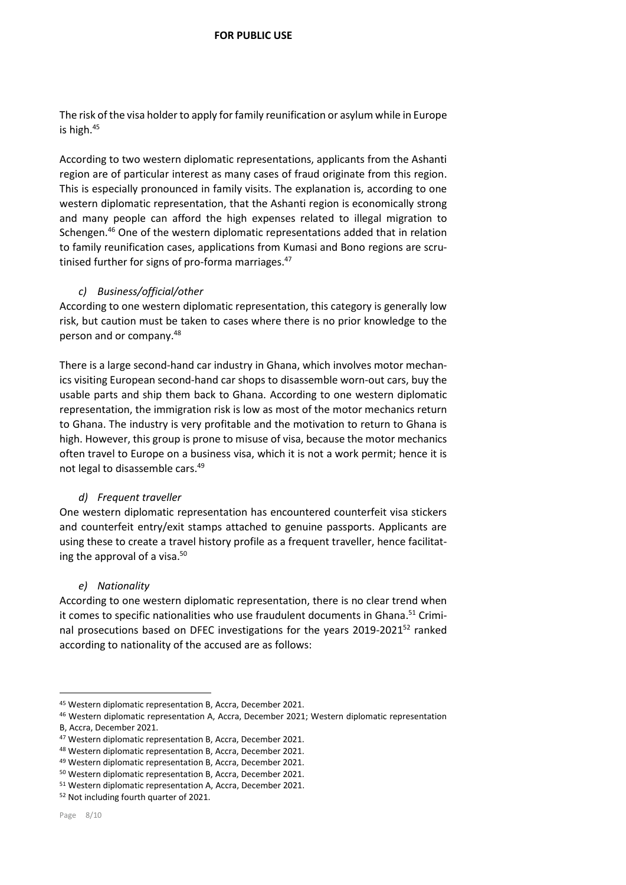The risk of the visa holder to apply for family reunification or asylum while in Europe is high.[45]

According to two western diplomatic representations, applicants from the Ashanti region are of particular interest as many cases of fraud originate from this region. This is especially pronounced in family visits. The explanation is, according to one western diplomatic representation, that the Ashanti region is economically strong and many people can afford the high expenses related to illegal migration to Schengen.[46] One of the western diplomatic representations added that in relation to family reunification cases, applications from Kumasi and Bono regions are scrutinised further for signs of pro-forma marriages.[47]

*c) Business/official/other*

According to one western diplomatic representation, this category is generally low risk, but caution must be taken to cases where there is no prior knowledge to the person and or company.[48]

There is a large second-hand car industry in Ghana, which involves motor mechanics visiting European second-hand car shops to disassemble worn-out cars, buy the usable parts and ship them back to Ghana. According to one western diplomatic representation, the immigration risk is low as most of the motor mechanics return to Ghana. The industry is very profitable and the motivation to return to Ghana is high. However, this group is prone to misuse of visa, because the motor mechanics often travel to Europe on a business visa, which it is not a work permit; hence it is not legal to disassemble cars.[49]

*d) Frequent traveller*

One western diplomatic representation has encountered counterfeit visa stickers and counterfeit entry/exit stamps attached to genuine passports. Applicants are using these to create a travel history profile as a frequent traveller, hence facilitating the approval of a visa.[50]

*e) Nationality*

According to one western diplomatic representation, there is no clear trend when it comes to specific nationalities who use fraudulent documents in Ghana.[51] Criminal prosecutions based on DFEC investigations for the years 2019-2021[52] ranked according to nationality of the accused are as follows:

---

[45] Western diplomatic representation B, Accra, December 2021.

[46] Western diplomatic representation A, Accra, December 2021; Western diplomatic representation B, Accra, December 2021.

[47] Western diplomatic representation B, Accra, December 2021.

[48] Western diplomatic representation B, Accra, December 2021.

[49] Western diplomatic representation B, Accra, December 2021.

[50] Western diplomatic representation B, Accra, December 2021.

[51] Western diplomatic representation A, Accra, December 2021.

[52] Not including fourth quarter of 2021.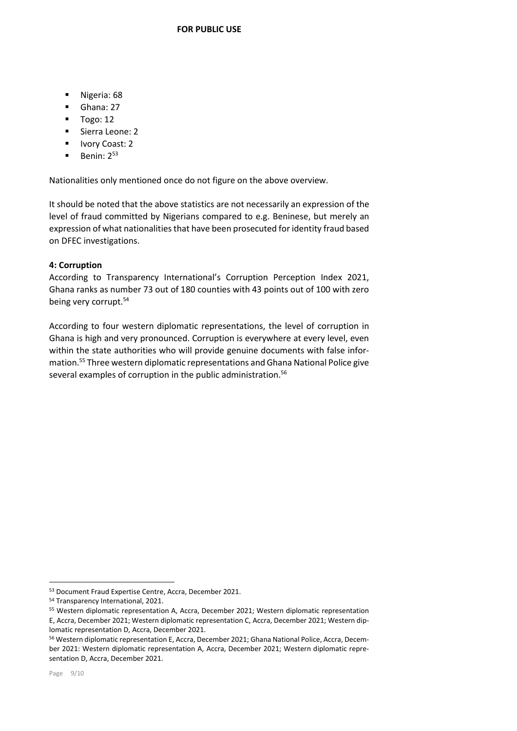- Nigeria: 68
- Ghana: 27
- Togo: 12
- Sierra Leone: 2
- Ivory Coast: 2
- Benin: 2[53]

Nationalities only mentioned once do not figure on the above overview.

It should be noted that the above statistics are not necessarily an expression of the level of fraud committed by Nigerians compared to e.g. Beninese, but merely an expression of what nationalities that have been prosecuted for identity fraud based on DFEC investigations.

**4: Corruption**

According to Transparency International's Corruption Perception Index 2021, Ghana ranks as number 73 out of 180 counties with 43 points out of 100 with zero being very corrupt.[54]

According to four western diplomatic representations, the level of corruption in Ghana is high and very pronounced. Corruption is everywhere at every level, even within the state authorities who will provide genuine documents with false information.[55] Three western diplomatic representations and Ghana National Police give several examples of corruption in the public administration.[56]

---

[53] Document Fraud Expertise Centre, Accra, December 2021.

[54] Transparency International, 2021.

[55] Western diplomatic representation A, Accra, December 2021; Western diplomatic representation E, Accra, December 2021; Western diplomatic representation C, Accra, December 2021; Western diplomatic representation D, Accra, December 2021.

[56] Western diplomatic representation E, Accra, December 2021; Ghana National Police, Accra, December 2021: Western diplomatic representation A, Accra, December 2021; Western diplomatic representation D, Accra, December 2021.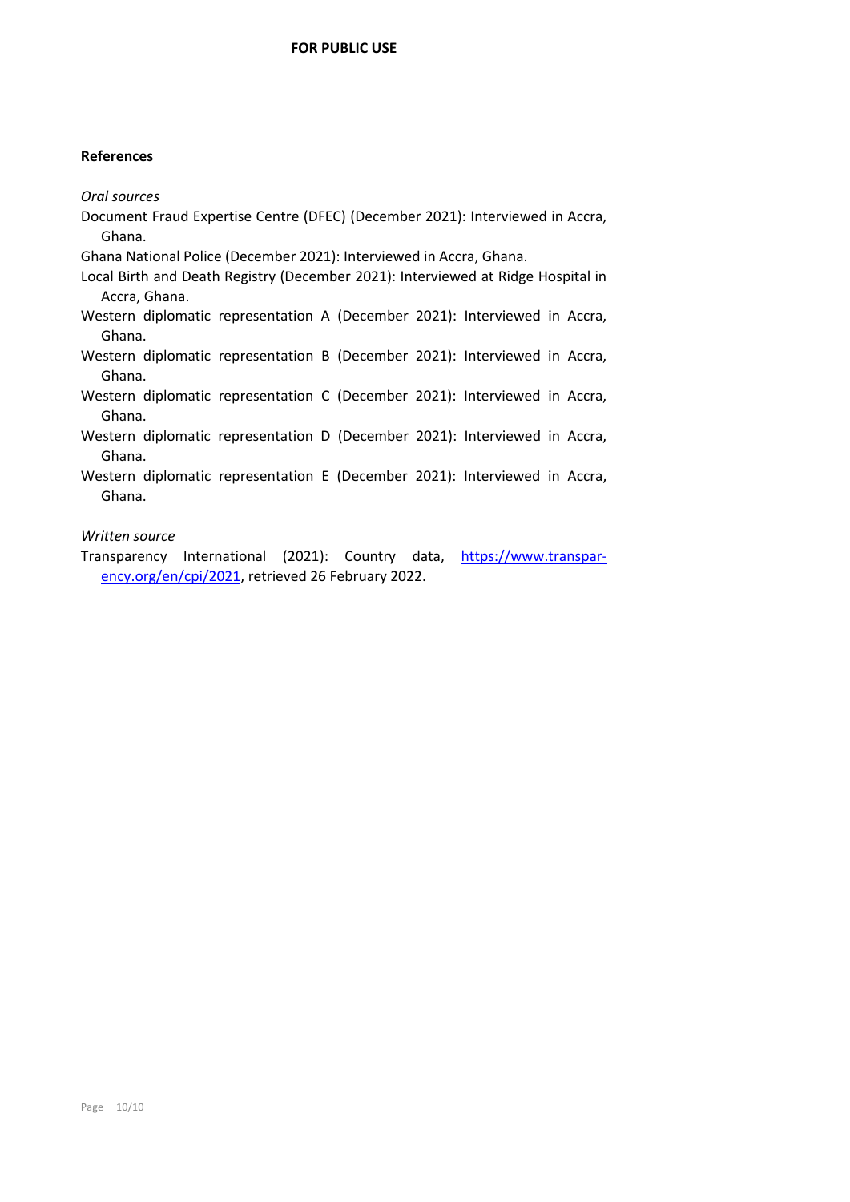## References

*Oral sources*

Document Fraud Expertise Centre (DFEC) (December 2021): Interviewed in Accra, Ghana.

Ghana National Police (December 2021): Interviewed in Accra, Ghana.

Local Birth and Death Registry (December 2021): Interviewed at Ridge Hospital in Accra, Ghana.

Western diplomatic representation A (December 2021): Interviewed in Accra, Ghana.

Western diplomatic representation B (December 2021): Interviewed in Accra, Ghana.

Western diplomatic representation C (December 2021): Interviewed in Accra, Ghana.

Western diplomatic representation D (December 2021): Interviewed in Accra, Ghana.

Western diplomatic representation E (December 2021): Interviewed in Accra, Ghana.

*Written source*

Transparency International (2021): Country data, [https://www.transparency.org/en/cpi/2021](https://www.transparency.org/en/cpi/2021), retrieved 26 February 2022.